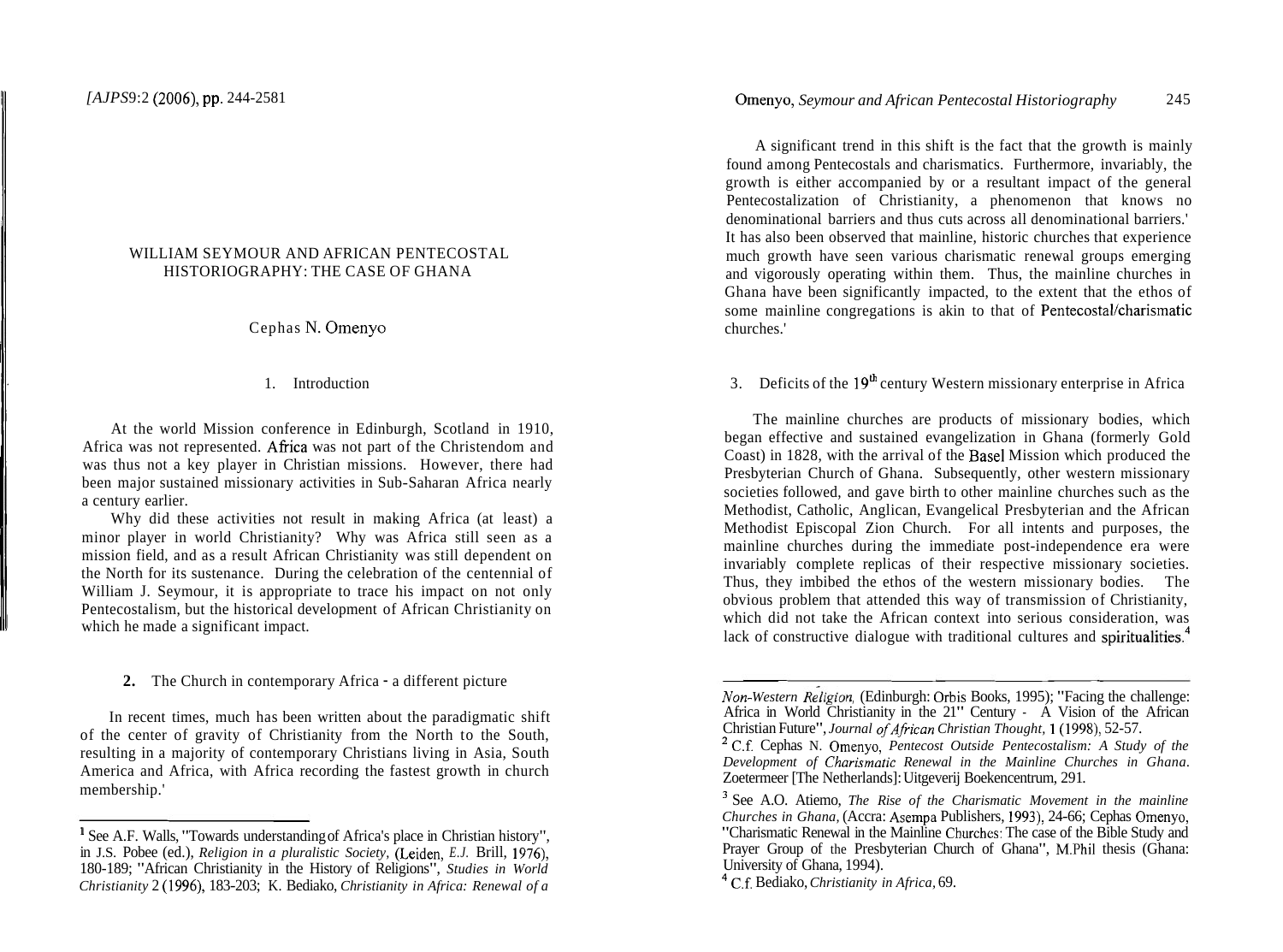# WILLIAM SEYMOUR AND AFRICAN PENTECOSTAL HISTORIOGRAPHY: THE CASE OF GHANA

Cephas N. Omenyo

## 1. Introduction

At the world Mission conference in Edinburgh, Scotland in 1910, Africa was not represented. Africa was not part of the Christendom and was thus not a key player in Christian missions. However, there had been major sustained missionary activities in Sub-Saharan Africa nearly a century earlier.

Why did these activities not result in making Africa (at least) a minor player in world Christianity? Why was Africa still seen as a mission field, and as a result African Christianity was still dependent on the North for its sustenance. During the celebration of the centennial of William J. Seymour, it is appropriate to trace his impact on not only Pentecostalism, but the historical development of African Christianity on which he made a significant impact.

## 2. The Church in contemporary Africa - a different picture

In recent times, much has been written about the paradigmatic shift of the center of gravity of Christianity from the North to the South, resulting in a majority of contemporary Christians living in Asia, South America and Africa, with Africa recording the fastest growth in church membership.[1]

A significant trend in this shift is the fact that the growth is mainly found among Pentecostals and charismatics. Furthermore, invariably, the growth is either accompanied by or a resultant impact of the general Pentecostalization of Christianity, a phenomenon that knows no denominational barriers and thus cuts across all denominational barriers.[2] It has also been observed that mainline, historic churches that experience much growth have seen various charismatic renewal groups emerging and vigorously operating within them. Thus, the mainline churches in Ghana have been significantly impacted, to the extent that the ethos of some mainline congregations is akin to that of Pentecostal/charismatic churches.[3]

## 3. Deficits of the 19th century Western missionary enterprise in Africa

The mainline churches are products of missionary bodies, which began effective and sustained evangelization in Ghana (formerly Gold Coast) in 1828, with the arrival of the Basel Mission which produced the Presbyterian Church of Ghana. Subsequently, other western missionary societies followed, and gave birth to other mainline churches such as the Methodist, Catholic, Anglican, Evangelical Presbyterian and the African Methodist Episcopal Zion Church. For all intents and purposes, the mainline churches during the immediate post-independence era were invariably complete replicas of their respective missionary societies. Thus, they imbibed the ethos of the western missionary bodies. The obvious problem that attended this way of transmission of Christianity, which did not take the African context into serious consideration, was lack of constructive dialogue with traditional cultures and spiritualities.[4]

---

[1] See A.F. Walls, "Towards understanding of Africa's place in Christian history", in J.S. Pobee (ed.), *Religion in a pluralistic Society,* (Leiden, *E.J.* Brill, 1976), 180-189; "African Christianity in the History of Religions", *Studies in World Christianity* 2 (1996), 183-203; K. Bediako, *Christianity in Africa: Renewal of a Non-Western Religion,* (Edinburgh: Orbis Books, 1995); "Facing the challenge: Africa in World Christianity in the 21" Century - A Vision of the African Christian Future", *Journal of African Christian Thought,* 1 (1998), 52-57.

[2] C.f. Cephas N. Omenyo, *Pentecost Outside Pentecostalism: A Study of the Development of Charismatic Renewal in the Mainline Churches in Ghana*. Zoetermeer [The Netherlands]: Uitgeverij Boekencentrum, 291.

[3] See A.O. Atiemo, *The Rise of the Charismatic Movement in the mainline Churches in Ghana,* (Accra: Asempa Publishers, 1993), 24-66; Cephas Omenyo, "Charismatic Renewal in the Mainline Churches: The case of the Bible Study and Prayer Group of the Presbyterian Church of Ghana", M.Phil thesis (Ghana: University of Ghana, 1994).

[4] C.f. Bediako, *Christianity in Africa,* 69.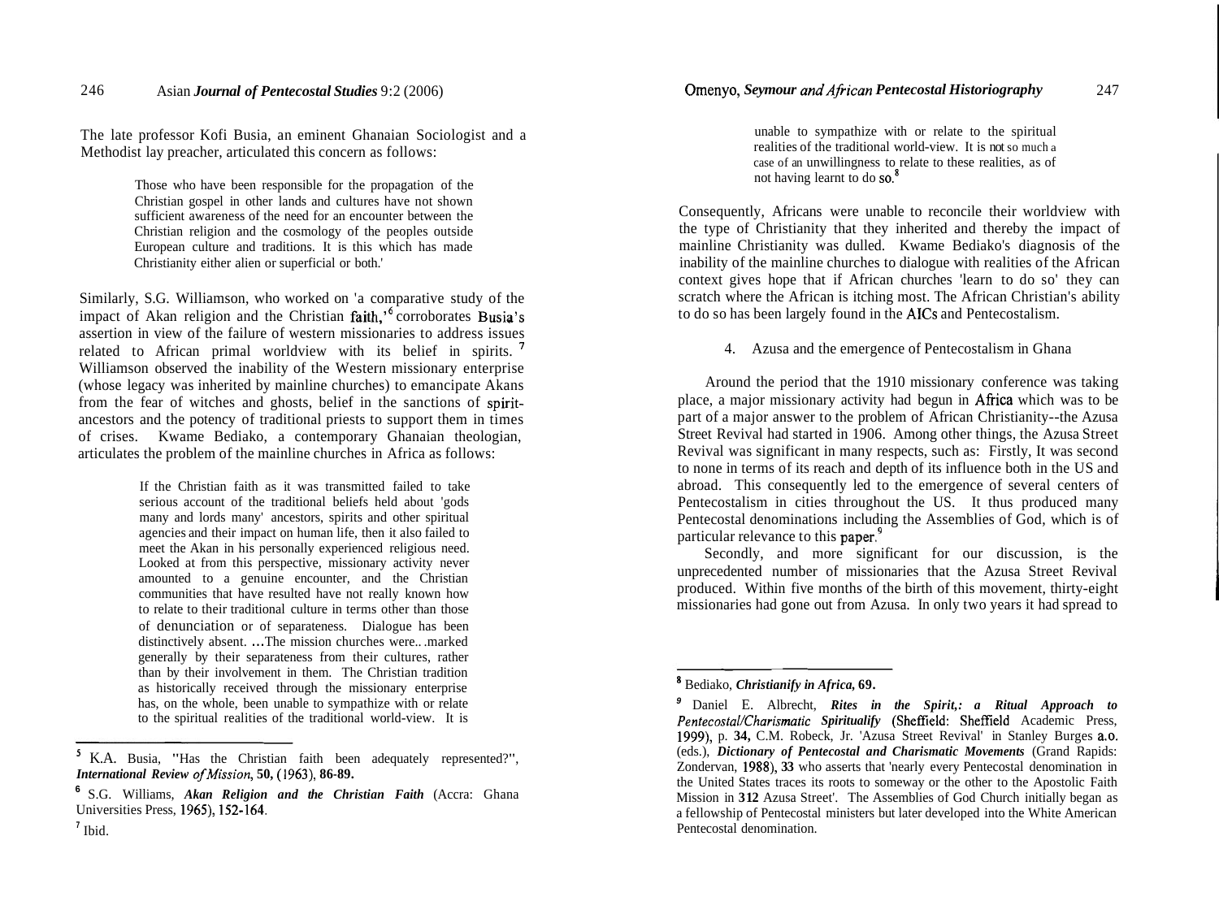The late professor Kofi Busia, an eminent Ghanaian Sociologist and a Methodist lay preacher, articulated this concern as follows:

> Those who have been responsible for the propagation of the Christian gospel in other lands and cultures have not shown sufficient awareness of the need for an encounter between the Christian religion and the cosmology of the peoples outside European culture and traditions. It is this which has made Christianity either alien or superficial or both.[5]

Similarly, S.G. Williamson, who worked on 'a comparative study of the impact of Akan religion and the Christian faith,'[6] corroborates Busia's assertion in view of the failure of western missionaries to address issues related to African primal worldview with its belief in spirits.[7] Williamson observed the inability of the Western missionary enterprise (whose legacy was inherited by mainline churches) to emancipate Akans from the fear of witches and ghosts, belief in the sanctions of spirit-ancestors and the potency of traditional priests to support them in times of crises. Kwame Bediako, a contemporary Ghanaian theologian, articulates the problem of the mainline churches in Africa as follows:

> If the Christian faith as it was transmitted failed to take serious account of the traditional beliefs held about 'gods many and lords many' ancestors, spirits and other spiritual agencies and their impact on human life, then it also failed to meet the Akan in his personally experienced religious need. Looked at from this perspective, missionary activity never amounted to a genuine encounter, and the Christian communities that have resulted have not really known how to relate to their traditional culture in terms other than those of denunciation or of separateness. Dialogue has been distinctively absent. ...The mission churches were.. .marked generally by their separateness from their cultures, rather than by their involvement in them. The Christian tradition as historically received through the missionary enterprise has, on the whole, been unable to sympathize with or relate to the spiritual realities of the traditional world-view. It is not so much a case of an unwillingness to relate to these realities, as of not having learnt to do so.[8]

Consequently, Africans were unable to reconcile their worldview with the type of Christianity that they inherited and thereby the impact of mainline Christianity was dulled. Kwame Bediako's diagnosis of the inability of the mainline churches to dialogue with realities of the African context gives hope that if African churches 'learn to do so' they can scratch where the African is itching most. The African Christian's ability to do so has been largely found in the AICs and Pentecostalism.

## 4. Azusa and the emergence of Pentecostalism in Ghana

Around the period that the 1910 missionary conference was taking place, a major missionary activity had begun in Africa which was to be part of a major answer to the problem of African Christianity--the Azusa Street Revival had started in 1906. Among other things, the Azusa Street Revival was significant in many respects, such as: Firstly, It was second to none in terms of its reach and depth of its influence both in the US and abroad. This consequently led to the emergence of several centers of Pentecostalism in cities throughout the US. It thus produced many Pentecostal denominations including the Assemblies of God, which is of particular relevance to this paper.[9]

Secondly, and more significant for our discussion, is the unprecedented number of missionaries that the Azusa Street Revival produced. Within five months of the birth of this movement, thirty-eight missionaries had gone out from Azusa. In only two years it had spread to

---

[5] K.A. Busia, "Has the Christian faith been adequately represented?", *International Review of Mission*, **50,** (1963), **86-89.**

[6] S.G. Williams, ***Akan Religion and the Christian Faith*** (Accra: Ghana Universities Press, 1965), 152-164.

[7] Ibid.

[8] Bediako, ***Christianify in Africa,*** **69.**

[9] Daniel E. Albrecht, ***Rites in the Spirit,: a Ritual Approach to Pentecostal/Charismatic Spiritualify*** (Sheffield: Sheffield Academic Press, 1999), p. **34,** C.M. Robeck, Jr. 'Azusa Street Revival' in Stanley Burges a.o. (eds.), ***Dictionary of Pentecostal and Charismatic Movements*** (Grand Rapids: Zondervan, 1988), **33** who asserts that 'nearly every Pentecostal denomination in the United States traces its roots to someway or the other to the Apostolic Faith Mission in **312** Azusa Street'. The Assemblies of God Church initially began as a fellowship of Pentecostal ministers but later developed into the White American Pentecostal denomination.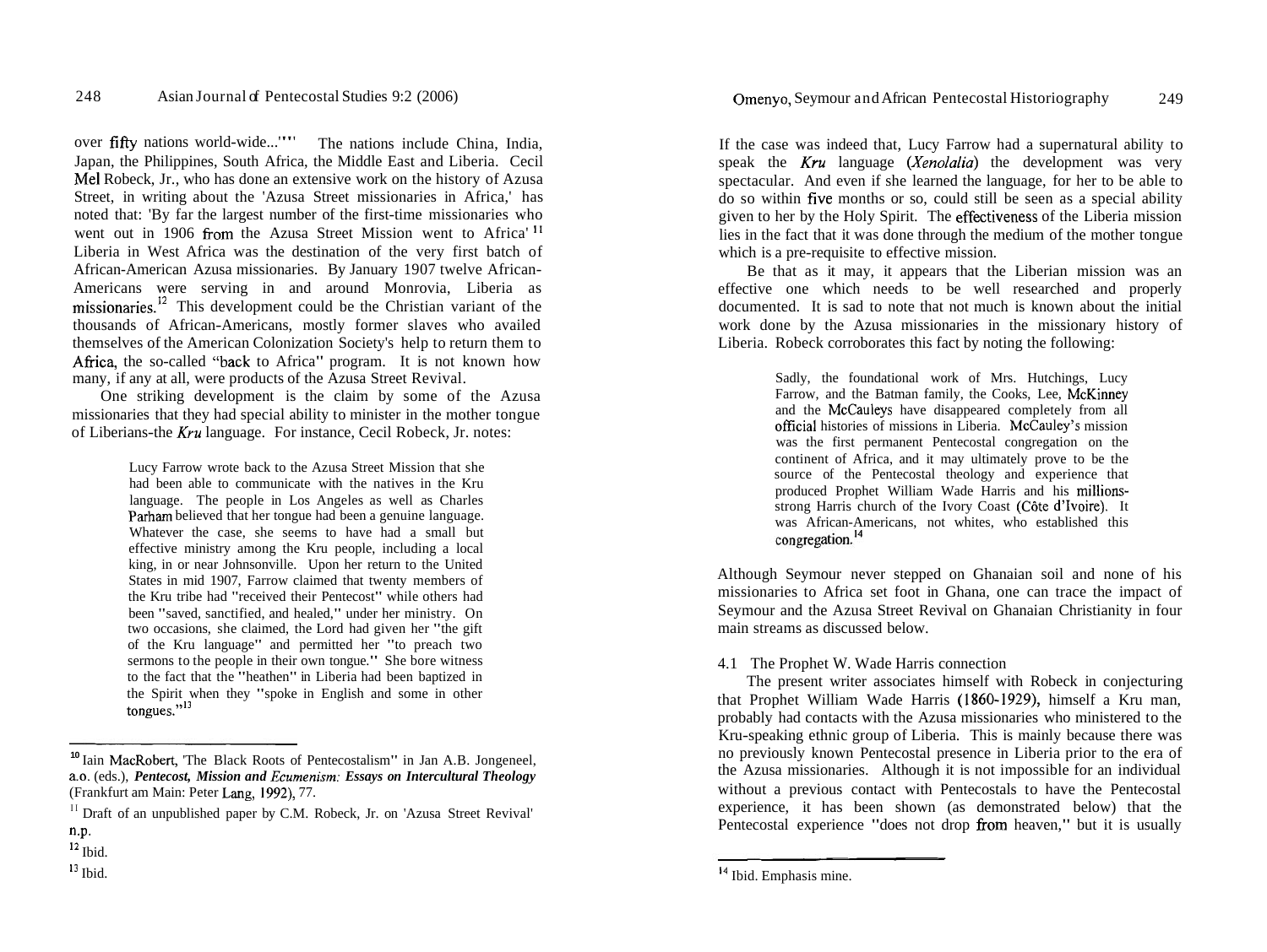over fifty nations world-wide...'[10] The nations include China, India, Japan, the Philippines, South Africa, the Middle East and Liberia. Cecil Mel Robeck, Jr., who has done an extensive work on the history of Azusa Street, in writing about the 'Azusa Street missionaries in Africa,' has noted that: 'By far the largest number of the first-time missionaries who went out in 1906 from the Azusa Street Mission went to Africa'[11] Liberia in West Africa was the destination of the very first batch of African-American Azusa missionaries. By January 1907 twelve African-Americans were serving in and around Monrovia, Liberia as missionaries.[12] This development could be the Christian variant of the thousands of African-Americans, mostly former slaves who availed themselves of the American Colonization Society's help to return them to Africa, the so-called "back to Africa" program. It is not known how many, if any at all, were products of the Azusa Street Revival.

One striking development is the claim by some of the Azusa missionaries that they had special ability to minister in the mother tongue of Liberians-the *Kru* language. For instance, Cecil Robeck, Jr. notes:

> Lucy Farrow wrote back to the Azusa Street Mission that she had been able to communicate with the natives in the Kru language. The people in Los Angeles as well as Charles Parham believed that her tongue had been a genuine language. Whatever the case, she seems to have had a small but effective ministry among the Kru people, including a local king, in or near Johnsonville. Upon her return to the United States in mid 1907, Farrow claimed that twenty members of the Kru tribe had "received their Pentecost" while others had been "saved, sanctified, and healed," under her ministry. On two occasions, she claimed, the Lord had given her "the gift of the Kru language" and permitted her "to preach two sermons to the people in their own tongue." She bore witness to the fact that the "heathen" in Liberia had been baptized in the Spirit when they "spoke in English and some in other tongues."[13]

If the case was indeed that, Lucy Farrow had a supernatural ability to speak the *Kru* language (*Xenolalia*) the development was very spectacular. And even if she learned the language, for her to be able to do so within five months or so, could still be seen as a special ability given to her by the Holy Spirit. The effectiveness of the Liberia mission lies in the fact that it was done through the medium of the mother tongue which is a pre-requisite to effective mission.

Be that as it may, it appears that the Liberian mission was an effective one which needs to be well researched and properly documented. It is sad to note that not much is known about the initial work done by the Azusa missionaries in the missionary history of Liberia. Robeck corroborates this fact by noting the following:

> Sadly, the foundational work of Mrs. Hutchings, Lucy Farrow, and the Batman family, the Cooks, Lee, McKinney and the McCauleys have disappeared completely from all official histories of missions in Liberia. McCauley's mission was the first permanent Pentecostal congregation on the continent of Africa, and it may ultimately prove to be the source of the Pentecostal theology and experience that produced Prophet William Wade Harris and his millions-strong Harris church of the Ivory Coast (Côte d'Ivoire). It was African-Americans, not whites, who established this congregation.[14]

Although Seymour never stepped on Ghanaian soil and none of his missionaries to Africa set foot in Ghana, one can trace the impact of Seymour and the Azusa Street Revival on Ghanaian Christianity in four main streams as discussed below.

### 4.1 The Prophet W. Wade Harris connection

The present writer associates himself with Robeck in conjecturing that Prophet William Wade Harris (1860-1929), himself a Kru man, probably had contacts with the Azusa missionaries who ministered to the Kru-speaking ethnic group of Liberia. This is mainly because there was no previously known Pentecostal presence in Liberia prior to the era of the Azusa missionaries. Although it is not impossible for an individual without a previous contact with Pentecostals to have the Pentecostal experience, it has been shown (as demonstrated below) that the Pentecostal experience "does not drop from heaven," but it is usually

---

[10] Iain MacRobert, 'The Black Roots of Pentecostalism" in Jan A.B. Jongeneel, a.o. (eds.), ***Pentecost, Mission and Ecumenism: Essays on Intercultural Theology*** (Frankfurt am Main: Peter Lang, 1992), 77.

[11] Draft of an unpublished paper by C.M. Robeck, Jr. on 'Azusa Street Revival' n.p.

[12] Ibid.

[13] Ibid.

[14] Ibid. Emphasis mine.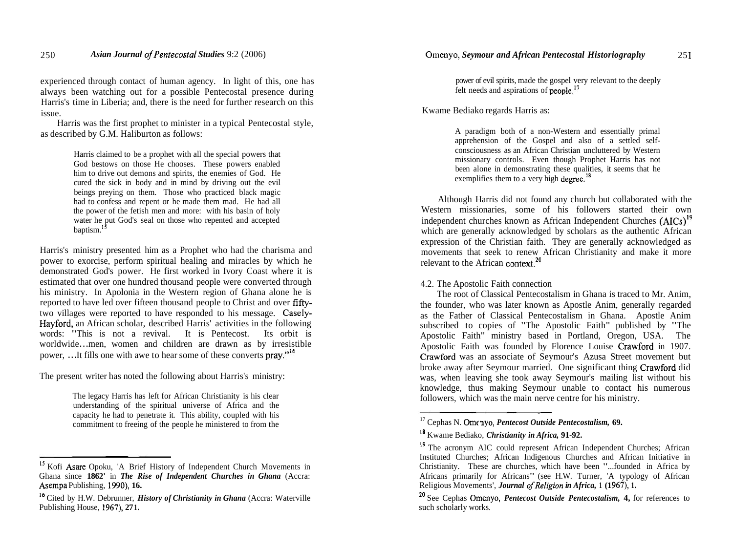experienced through contact of human agency. In light of this, one has always been watching out for a possible Pentecostal presence during Harris's time in Liberia; and, there is the need for further research on this issue.

Harris was the first prophet to minister in a typical Pentecostal style, as described by G.M. Haliburton as follows:

> Harris claimed to be a prophet with all the special powers that God bestows on those He chooses. These powers enabled him to drive out demons and spirits, the enemies of God. He cured the sick in body and in mind by driving out the evil beings preying on them. Those who practiced black magic had to confess and repent or he made them mad. He had all the power of the fetish men and more: with his basin of holy water he put God's seal on those who repented and accepted baptism.[15]

Harris's ministry presented him as a Prophet who had the charisma and power to exorcise, perform spiritual healing and miracles by which he demonstrated God's power. He first worked in Ivory Coast where it is estimated that over one hundred thousand people were converted through his ministry. In Apolonia in the Western region of Ghana alone he is reported to have led over fifteen thousand people to Christ and over fifty-two villages were reported to have responded to his message. Casely-Hayford, an African scholar, described Harris' activities in the following words: "This is not a revival. It is Pentecost. Its orbit is worldwide…men, women and children are drawn as by irresistible power, …It fills one with awe to hear some of these converts pray."[16]

The present writer has noted the following about Harris's ministry:

> The legacy Harris has left for African Christianity is his clear understanding of the spiritual universe of Africa and the capacity he had to penetrate it. This ability, coupled with his commitment to freeing of the people he ministered to from the power of evil spirits, made the gospel very relevant to the deeply felt needs and aspirations of people.[17]

Kwame Bediako regards Harris as:

> A paradigm both of a non-Western and essentially primal apprehension of the Gospel and also of a settled self-consciousness as an African Christian uncluttered by Western missionary controls. Even though Prophet Harris has not been alone in demonstrating these qualities, it seems that he exemplifies them to a very high degree.[18]

Although Harris did not found any church but collaborated with the Western missionaries, some of his followers started their own independent churches known as African Independent Churches (AICs)[19] which are generally acknowledged by scholars as the authentic African expression of the Christian faith. They are generally acknowledged as movements that seek to renew African Christianity and make it more relevant to the African context.[20]

### 4.2. The Apostolic Faith connection

The root of Classical Pentecostalism in Ghana is traced to Mr. Anim, the founder, who was later known as Apostle Anim, generally regarded as the Father of Classical Pentecostalism in Ghana. Apostle Anim subscribed to copies of "The Apostolic Faith" published by "The Apostolic Faith" ministry based in Portland, Oregon, USA. The Apostolic Faith was founded by Florence Louise Crawford in 1907. Crawford was an associate of Seymour's Azusa Street movement but broke away after Seymour married. One significant thing Crawford did was, when leaving she took away Seymour's mailing list without his knowledge, thus making Seymour unable to contact his numerous followers, which was the main nerve centre for his ministry.

---

[15] Kofi Asare Opoku, 'A Brief History of Independent Church Movements in Ghana since 1862' in *The Rise of Independent Churches in Ghana* (Accra: Asempa Publishing, 1990), 16.

[16] Cited by H.W. Debrunner, *History of Christianity in Ghana* (Accra: Waterville Publishing House, 1967), 271.

[17] Cephas N. Omenyo, *Pentecost Outside Pentecostalism,* 69.

[18] Kwame Bediako, *Christianity in Africa,* 91-92.

[19] The acronym AIC could represent African Independent Churches; African Instituted Churches; African Indigenous Churches and African Initiative in Christianity. These are churches, which have been "...founded in Africa by Africans primarily for Africans" (see H.W. Turner, 'A typology of African Religious Movements', *Journal of Religion in Africa,* 1 (1967), 1.

[20] See Cephas Omenyo, *Pentecost Outside Pentecostalism,* 4, for references to such scholarly works.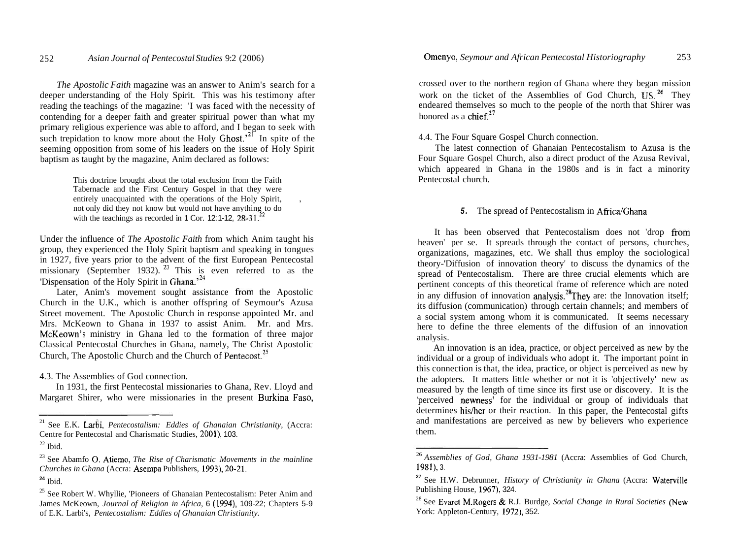*The Apostolic Faith* magazine was an answer to Anim's search for a deeper understanding of the Holy Spirit. This was his testimony after reading the teachings of the magazine: 'I was faced with the necessity of contending for a deeper faith and greater spiritual power than what my primary religious experience was able to afford, and I began to seek with such trepidation to know more about the Holy Ghost.'[21] In spite of the seeming opposition from some of his leaders on the issue of Holy Spirit baptism as taught by the magazine, Anim declared as follows:

> This doctrine brought about the total exclusion from the Faith Tabernacle and the First Century Gospel in that they were entirely unacquainted with the operations of the Holy Spirit, not only did they not know but would not have anything to do with the teachings as recorded in 1 Cor. 12:1-12, 28-31.[22]

Under the influence of *The Apostolic Faith* from which Anim taught his group, they experienced the Holy Spirit baptism and speaking in tongues in 1927, five years prior to the advent of the first European Pentecostal missionary (September 1932).[23] This is even referred to as the 'Dispensation of the Holy Spirit in Ghana.'[24]

Later, Anim's movement sought assistance from the Apostolic Church in the U.K., which is another offspring of Seymour's Azusa Street movement. The Apostolic Church in response appointed Mr. and Mrs. McKeown to Ghana in 1937 to assist Anim. Mr. and Mrs. McKeown's ministry in Ghana led to the formation of three major Classical Pentecostal Churches in Ghana, namely, The Christ Apostolic Church, The Apostolic Church and the Church of Pentecost.[25]

4.3. The Assemblies of God connection.

In 1931, the first Pentecostal missionaries to Ghana, Rev. Lloyd and Margaret Shirer, who were missionaries in the present Burkina Faso, crossed over to the northern region of Ghana where they began mission work on the ticket of the Assemblies of God Church, US.[26] They endeared themselves so much to the people of the north that Shirer was honored as a chief.[27]

4.4. The Four Square Gospel Church connection.

The latest connection of Ghanaian Pentecostalism to Azusa is the Four Square Gospel Church, also a direct product of the Azusa Revival, which appeared in Ghana in the 1980s and is in fact a minority Pentecostal church.

## 5. The spread of Pentecostalism in Africa/Ghana

It has been observed that Pentecostalism does not 'drop from heaven' per se. It spreads through the contact of persons, churches, organizations, magazines, etc. We shall thus employ the sociological theory-'Diffusion of innovation theory' to discuss the dynamics of the spread of Pentecostalism. There are three crucial elements which are pertinent concepts of this theoretical frame of reference which are noted in any diffusion of innovation analysis.[28] They are: the Innovation itself; its diffusion (communication) through certain channels; and members of a social system among whom it is communicated. It seems necessary here to define the three elements of the diffusion of an innovation analysis.

An innovation is an idea, practice, or object perceived as new by the individual or a group of individuals who adopt it. The important point in this connection is that, the idea, practice, or object is perceived as new by the adopters. It matters little whether or not it is 'objectively' new as measured by the length of time since its first use or discovery. It is the 'perceived newness' for the individual or group of individuals that determines his/her or their reaction. In this paper, the Pentecostal gifts and manifestations are perceived as new by believers who experience them.

---

[21] See E.K. Larbi, *Pentecostalism: Eddies of Ghanaian Christianity*, (Accra: Centre for Pentecostal and Charismatic Studies, 2001), 103.

[22] Ibid.

[23] See Abamfo O. Atiemo, *The Rise of Charismatic Movements in the mainline Churches in Ghana* (Accra: Asempa Publishers, 1993), 20-21.

[24] Ibid.

[25] See Robert W. Whyllie, 'Pioneers of Ghanaian Pentecostalism: Peter Anim and James McKeown, *Journal of Religion in Africa*, 6 (1994), 109-22; Chapters 5-9 of E.K. Larbi's, *Pentecostalism: Eddies of Ghanaian Christianity*.

[26] *Assemblies of God, Ghana 1931-1981* (Accra: Assemblies of God Church, 1981), 3.

[27] See H.W. Debrunner, *History of Christianity in Ghana* (Accra: Waterville Publishing House, 1967), 324.

[28] See Evaret M.Rogers & R.J. Burdge, *Social Change in Rural Societies* (New York: Appleton-Century, 1972), 352.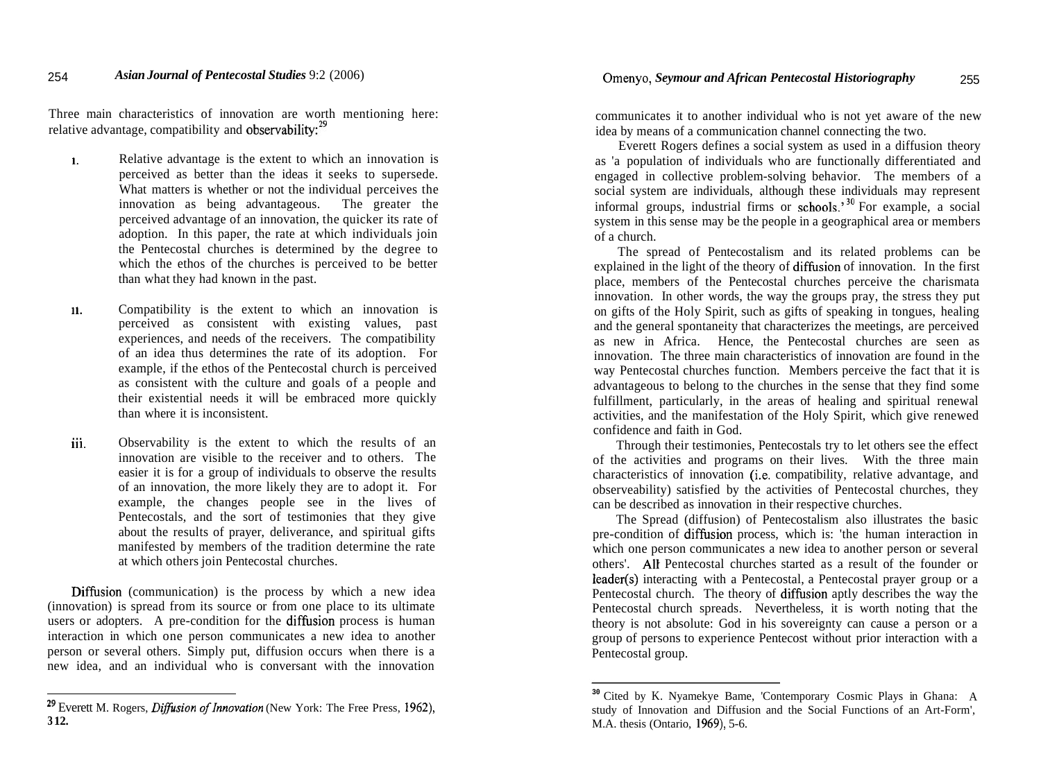Three main characteristics of innovation are worth mentioning here: relative advantage, compatibility and observability:[29]

i. Relative advantage is the extent to which an innovation is perceived as better than the ideas it seeks to supersede. What matters is whether or not the individual perceives the innovation as being advantageous. The greater the perceived advantage of an innovation, the quicker its rate of adoption. In this paper, the rate at which individuals join the Pentecostal churches is determined by the degree to which the ethos of the churches is perceived to be better than what they had known in the past.

ii. Compatibility is the extent to which an innovation is perceived as consistent with existing values, past experiences, and needs of the receivers. The compatibility of an idea thus determines the rate of its adoption. For example, if the ethos of the Pentecostal church is perceived as consistent with the culture and goals of a people and their existential needs it will be embraced more quickly than where it is inconsistent.

iii. Observability is the extent to which the results of an innovation are visible to the receiver and to others. The easier it is for a group of individuals to observe the results of an innovation, the more likely they are to adopt it. For example, the changes people see in the lives of Pentecostals, and the sort of testimonies that they give about the results of prayer, deliverance, and spiritual gifts manifested by members of the tradition determine the rate at which others join Pentecostal churches.

Diffusion (communication) is the process by which a new idea (innovation) is spread from its source or from one place to its ultimate users or adopters. A pre-condition for the diffusion process is human interaction in which one person communicates a new idea to another person or several others. Simply put, diffusion occurs when there is a new idea, and an individual who is conversant with the innovation communicates it to another individual who is not yet aware of the new idea by means of a communication channel connecting the two.

Everett Rogers defines a social system as used in a diffusion theory as 'a population of individuals who are functionally differentiated and engaged in collective problem-solving behavior. The members of a social system are individuals, although these individuals may represent informal groups, industrial firms or schools.'[30] For example, a social system in this sense may be the people in a geographical area or members of a church.

The spread of Pentecostalism and its related problems can be explained in the light of the theory of diffusion of innovation. In the first place, members of the Pentecostal churches perceive the charismata innovation. In other words, the way the groups pray, the stress they put on gifts of the Holy Spirit, such as gifts of speaking in tongues, healing and the general spontaneity that characterizes the meetings, are perceived as new in Africa. Hence, the Pentecostal churches are seen as innovation. The three main characteristics of innovation are found in the way Pentecostal churches function. Members perceive the fact that it is advantageous to belong to the churches in the sense that they find some fulfillment, particularly, in the areas of healing and spiritual renewal activities, and the manifestation of the Holy Spirit, which give renewed confidence and faith in God.

Through their testimonies, Pentecostals try to let others see the effect of the activities and programs on their lives. With the three main characteristics of innovation (i.e. compatibility, relative advantage, and observeability) satisfied by the activities of Pentecostal churches, they can be described as innovation in their respective churches.

The Spread (diffusion) of Pentecostalism also illustrates the basic pre-condition of diffusion process, which is: 'the human interaction in which one person communicates a new idea to another person or several others'. All Pentecostal churches started as a result of the founder or leader(s) interacting with a Pentecostal, a Pentecostal prayer group or a Pentecostal church. The theory of diffusion aptly describes the way the Pentecostal church spreads. Nevertheless, it is worth noting that the theory is not absolute: God in his sovereignty can cause a person or a group of persons to experience Pentecost without prior interaction with a Pentecostal group.

---

[29] Everett M. Rogers, *Diffusion of Innovation* (New York: The Free Press, 1962), 312.

[30] Cited by K. Nyamekye Bame, 'Contemporary Cosmic Plays in Ghana: A study of Innovation and Diffusion and the Social Functions of an Art-Form', M.A. thesis (Ontario, 1969), 5-6.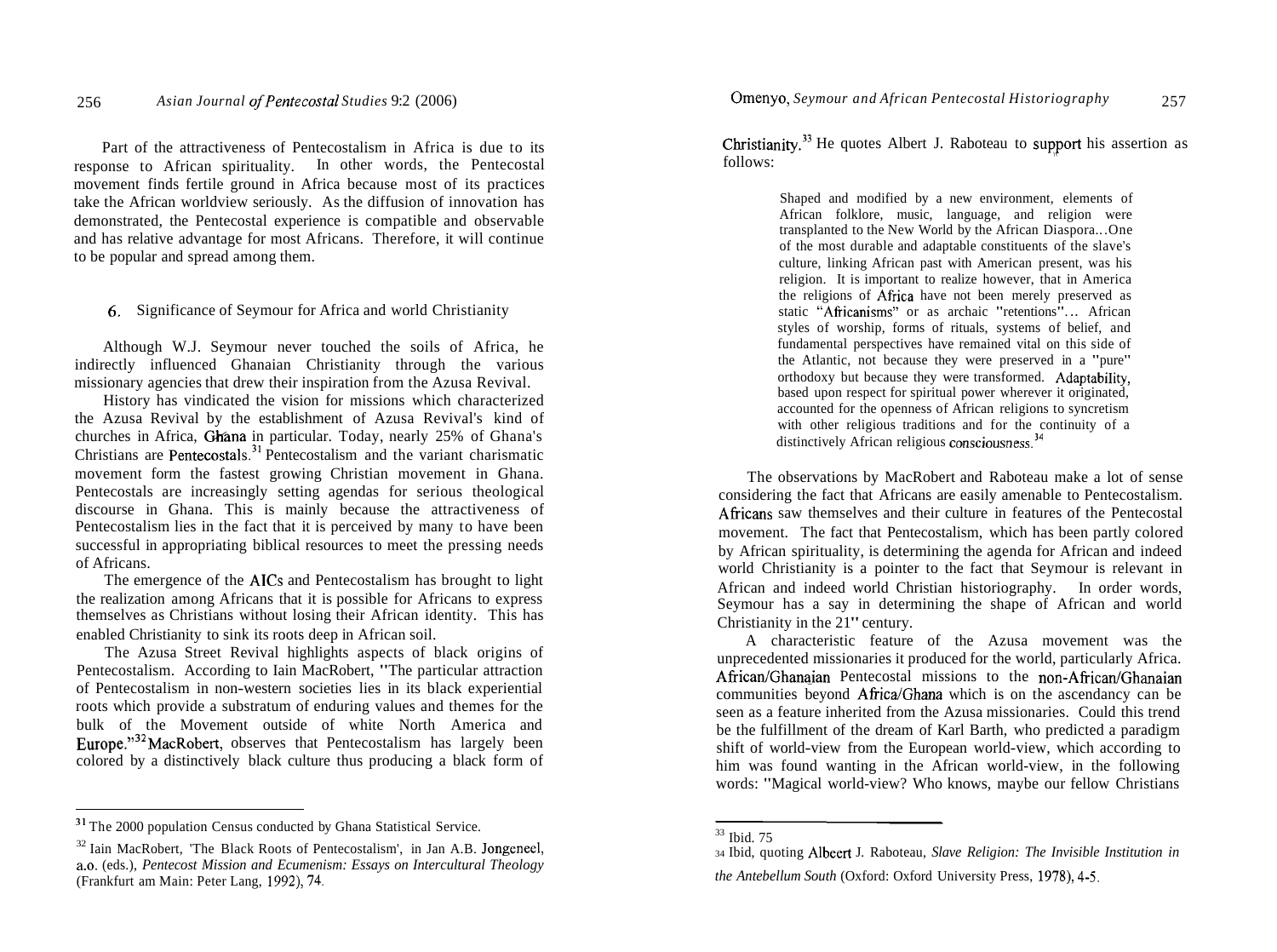Part of the attractiveness of Pentecostalism in Africa is due to its response to African spirituality. In other words, the Pentecostal movement finds fertile ground in Africa because most of its practices take the African worldview seriously. As the diffusion of innovation has demonstrated, the Pentecostal experience is compatible and observable and has relative advantage for most Africans. Therefore, it will continue to be popular and spread among them.

## 6. Significance of Seymour for Africa and world Christianity

Although W.J. Seymour never touched the soils of Africa, he indirectly influenced Ghanaian Christianity through the various missionary agencies that drew their inspiration from the Azusa Revival.

History has vindicated the vision for missions which characterized the Azusa Revival by the establishment of Azusa Revival's kind of churches in Africa, Ghana in particular. Today, nearly 25% of Ghana's Christians are Pentecostals.[31] Pentecostalism and the variant charismatic movement form the fastest growing Christian movement in Ghana. Pentecostals are increasingly setting agendas for serious theological discourse in Ghana. This is mainly because the attractiveness of Pentecostalism lies in the fact that it is perceived by many to have been successful in appropriating biblical resources to meet the pressing needs of Africans.

The emergence of the AICs and Pentecostalism has brought to light the realization among Africans that it is possible for Africans to express themselves as Christians without losing their African identity. This has enabled Christianity to sink its roots deep in African soil.

The Azusa Street Revival highlights aspects of black origins of Pentecostalism. According to Iain MacRobert, "The particular attraction of Pentecostalism in non-western societies lies in its black experiential roots which provide a substratum of enduring values and themes for the bulk of the Movement outside of white North America and Europe."[32] MacRobert, observes that Pentecostalism has largely been colored by a distinctively black culture thus producing a black form of Christianity.[33] He quotes Albert J. Raboteau to support his assertion as follows:

> Shaped and modified by a new environment, elements of African folklore, music, language, and religion were transplanted to the New World by the African Diaspora...One of the most durable and adaptable constituents of the slave's culture, linking African past with American present, was his religion. It is important to realize however, that in America the religions of Africa have not been merely preserved as static "Africanisms" or as archaic "retentions"... African styles of worship, forms of rituals, systems of belief, and fundamental perspectives have remained vital on this side of the Atlantic, not because they were preserved in a "pure" orthodoxy but because they were transformed. Adaptability, based upon respect for spiritual power wherever it originated, accounted for the openness of African religions to syncretism with other religious traditions and for the continuity of a distinctively African religious consciousness.[34]

The observations by MacRobert and Raboteau make a lot of sense considering the fact that Africans are easily amenable to Pentecostalism. Africans saw themselves and their culture in features of the Pentecostal movement. The fact that Pentecostalism, which has been partly colored by African spirituality, is determining the agenda for African and indeed world Christianity is a pointer to the fact that Seymour is relevant in African and indeed world Christian historiography. In order words, Seymour has a say in determining the shape of African and world Christianity in the 21" century.

A characteristic feature of the Azusa movement was the unprecedented missionaries it produced for the world, particularly Africa. African/Ghanaian Pentecostal missions to the non-African/Ghanaian communities beyond Africa/Ghana which is on the ascendancy can be seen as a feature inherited from the Azusa missionaries. Could this trend be the fulfillment of the dream of Karl Barth, who predicted a paradigm shift of world-view from the European world-view, which according to him was found wanting in the African world-view, in the following words: "Magical world-view? Who knows, maybe our fellow Christians

---

[31] The 2000 population Census conducted by Ghana Statistical Service.

[32] Iain MacRobert, 'The Black Roots of Pentecostalism', in Jan A.B. Jongeneel, a.o. (eds.), *Pentecost Mission and Ecumenism: Essays on Intercultural Theology* (Frankfurt am Main: Peter Lang, 1992), 74.

[33] Ibid. 75

[34] Ibid, quoting Albeert J. Raboteau, *Slave Religion: The Invisible Institution in the Antebellum South* (Oxford: Oxford University Press, 1978), 4-5.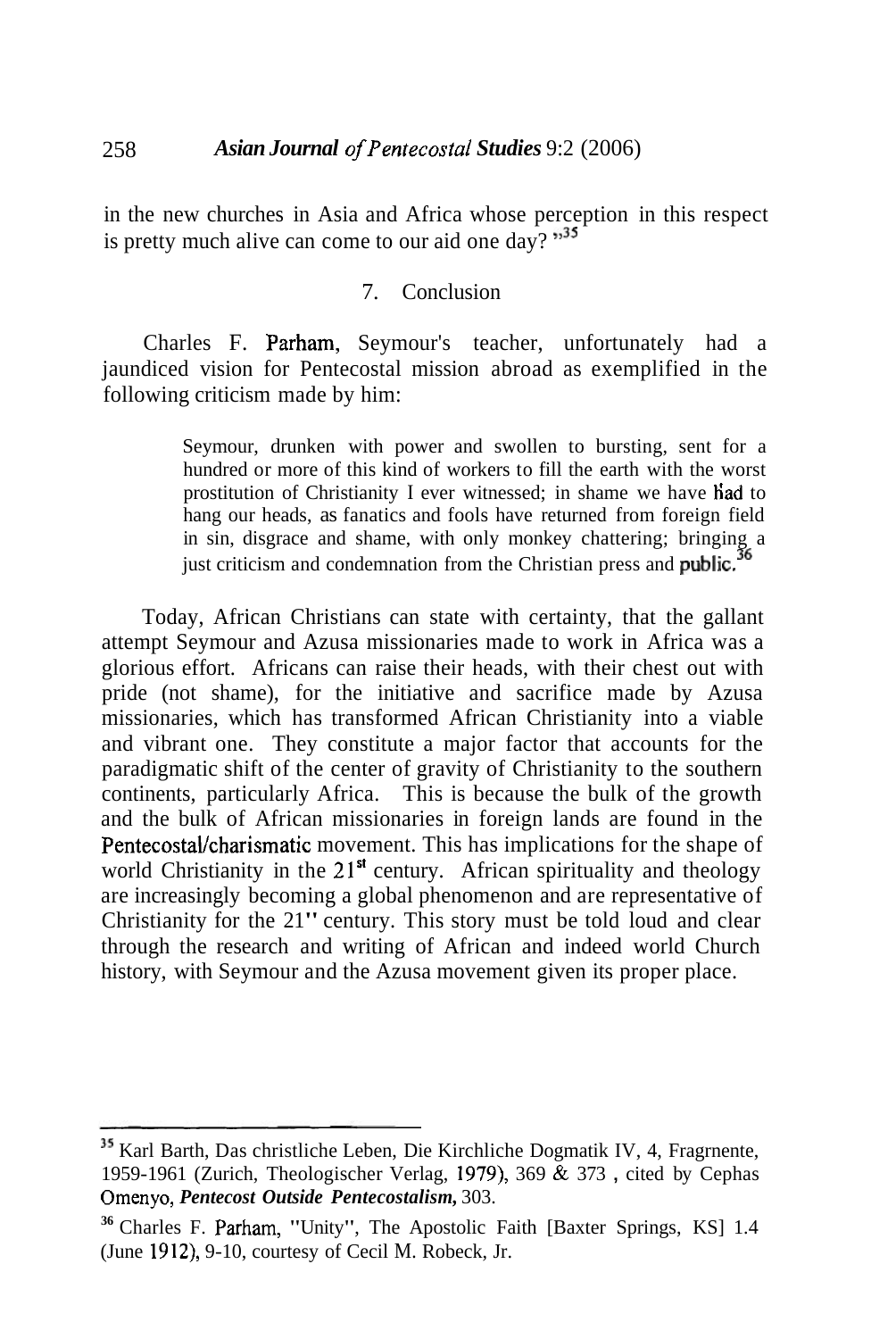in the new churches in Asia and Africa whose perception in this respect is pretty much alive can come to our aid one day?"[35]

## 7. Conclusion

Charles F. Parham, Seymour's teacher, unfortunately had a jaundiced vision for Pentecostal mission abroad as exemplified in the following criticism made by him:

> Seymour, drunken with power and swollen to bursting, sent for a hundred or more of this kind of workers to fill the earth with the worst prostitution of Christianity I ever witnessed; in shame we have had to hang our heads, as fanatics and fools have returned from foreign field in sin, disgrace and shame, with only monkey chattering; bringing a just criticism and condemnation from the Christian press and public.[36]

Today, African Christians can state with certainty, that the gallant attempt Seymour and Azusa missionaries made to work in Africa was a glorious effort. Africans can raise their heads, with their chest out with pride (not shame), for the initiative and sacrifice made by Azusa missionaries, which has transformed African Christianity into a viable and vibrant one. They constitute a major factor that accounts for the paradigmatic shift of the center of gravity of Christianity to the southern continents, particularly Africa. This is because the bulk of the growth and the bulk of African missionaries in foreign lands are found in the Pentecostal/charismatic movement. This has implications for the shape of world Christianity in the 21st century. African spirituality and theology are increasingly becoming a global phenomenon and are representative of Christianity for the 21st century. This story must be told loud and clear through the research and writing of African and indeed world Church history, with Seymour and the Azusa movement given its proper place.

---

[35] Karl Barth, Das christliche Leben, Die Kirchliche Dogmatik IV, 4, Fragrnente, 1959-1961 (Zurich, Theologischer Verlag, 1979), 369 & 373 , cited by Cephas Omenyo, ***Pentecost Outside Pentecostalism,*** 303.

[36] Charles F. Parham, "Unity", The Apostolic Faith [Baxter Springs, KS] 1.4 (June 1912), 9-10, courtesy of Cecil M. Robeck, Jr.